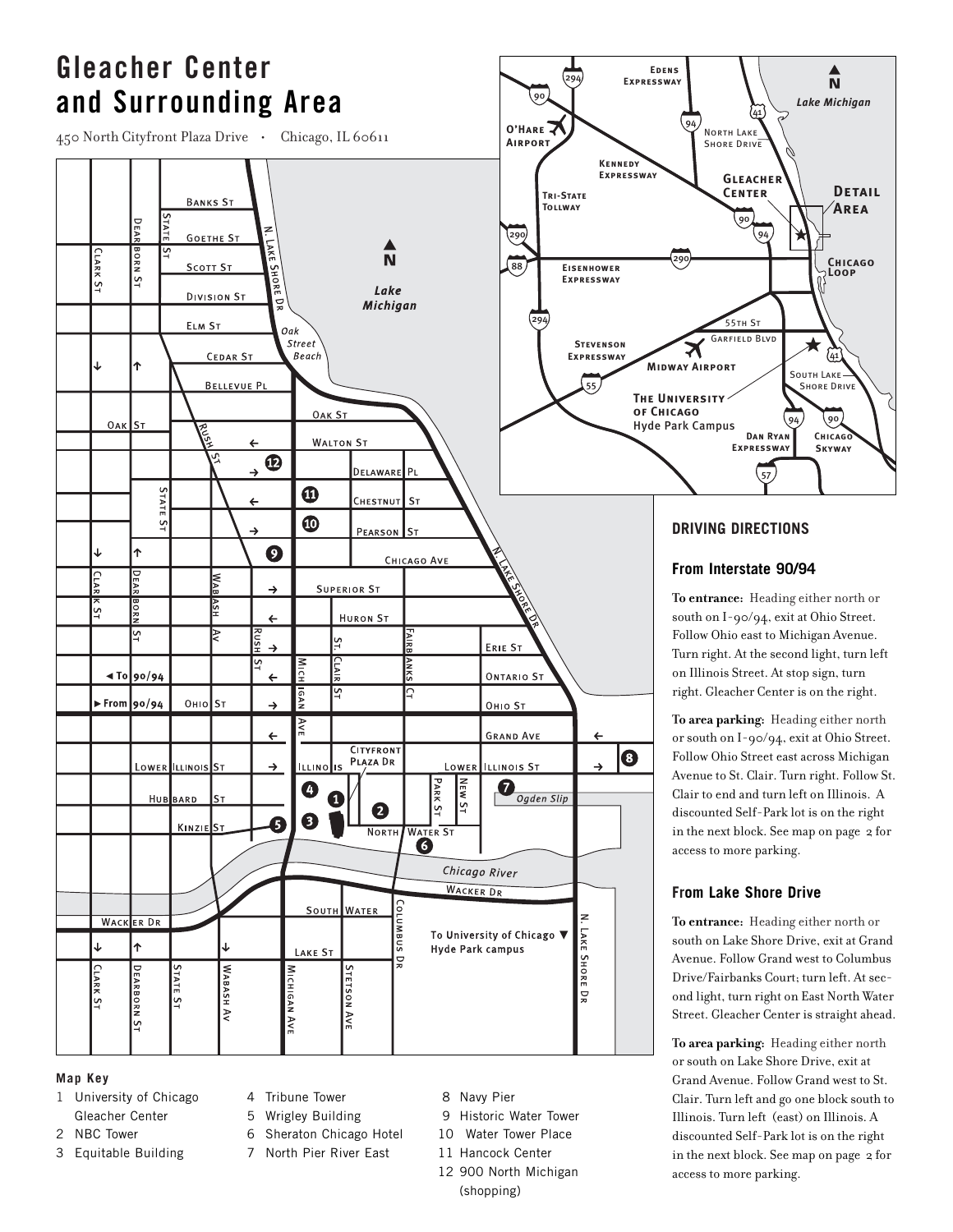# Gleacher Center and Surrounding Area

450 North Cityfront Plaza Drive · Chicago, IL 60611

### Map Key

1 University of Chicago Gleacher Center
2 NBC Tower
3 Equitable Building
4 Tribune Tower
5 Wrigley Building
6 Sheraton Chicago Hotel
7 North Pier River East
8 Navy Pier
9 Historic Water Tower
10 Water Tower Place
11 Hancock Center
12 900 North Michigan (shopping)

## DRIVING DIRECTIONS

### From Interstate 90/94

**To entrance:** Heading either north or south on I-90/94, exit at Ohio Street. Follow Ohio east to Michigan Avenue. Turn right. At the second light, turn left on Illinois Street. At stop sign, turn right. Gleacher Center is on the right.

**To area parking:** Heading either north or south on I-90/94, exit at Ohio Street. Follow Ohio Street east across Michigan Avenue to St. Clair. Turn right. Follow St. Clair to end and turn left on Illinois. A discounted Self-Park lot is on the right in the next block. See map on page 2 for access to more parking.

### From Lake Shore Drive

**To entrance:** Heading either north or south on Lake Shore Drive, exit at Grand Avenue. Follow Grand west to Columbus Drive/Fairbanks Court; turn left. At second light, turn right on East North Water Street. Gleacher Center is straight ahead.

**To area parking:** Heading either north or south on Lake Shore Drive, exit at Grand Avenue. Follow Grand west to St. Clair. Turn left and go one block south to Illinois. Turn left (east) on Illinois. A discounted Self-Park lot is on the right in the next block. See map on page 2 for access to more parking.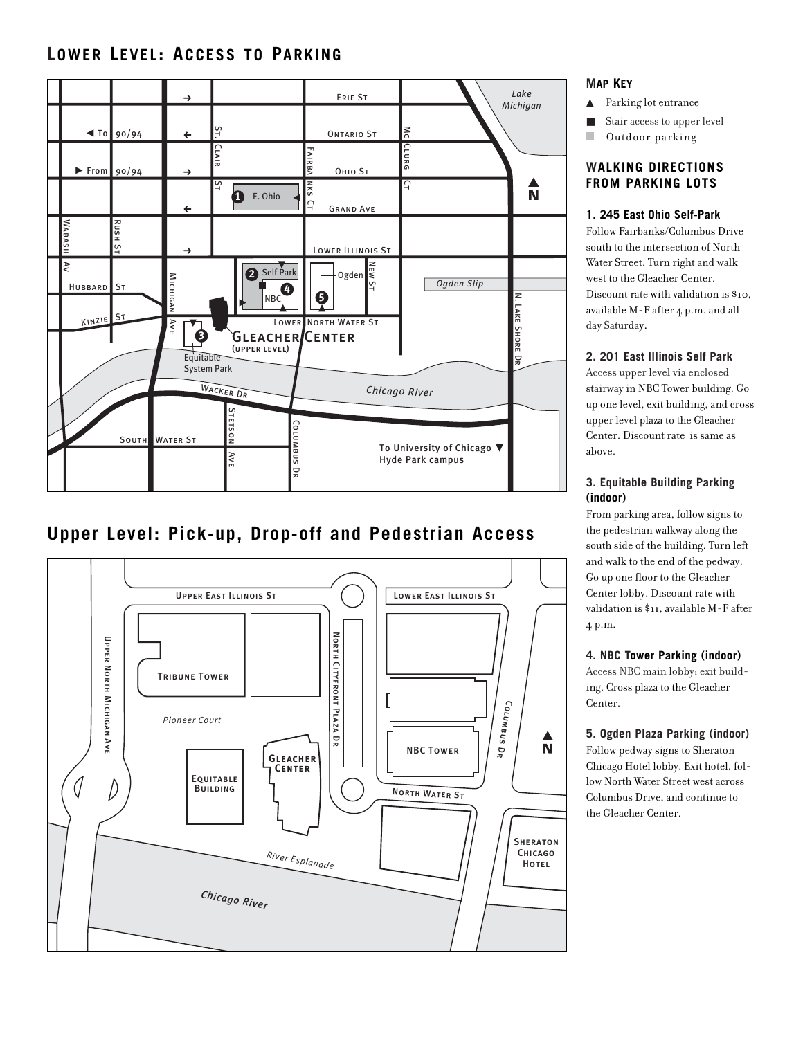## Lower Level: Access to Parking

Erie St
Lake Michigan
◀ To 90/94
Ontario St
St. Clair St
Fairbanks Ct
McClurg Ct
▶ From 90/94
Ohio St
N
1 E. Ohio
Grand Ave
Wabash Av
Rush St
Lower Illinois St
2 Self Park
Ogden
New St
Ogden Slip
Hubbard St
Michigan Ave
4
NBC
5
N. Lake Shore Dr
Kinzie St
Lower North Water St
3
Gleacher Center
(upper level)
Equitable System Park
Wacker Dr
Chicago River
Stetson Ave
Columbus Dr
South Water St
To University of Chicago ▼
Hyde Park campus

## Upper Level: Pick-up, Drop-off and Pedestrian Access

Upper East Illinois St
Lower East Illinois St
Upper North Michigan Ave
North Cityfront Plaza Dr
Tribune Tower
Columbus Dr
Pioneer Court
N
NBC Tower
Gleacher Center
Equitable Building
North Water St
Sheraton Chicago Hotel
River Esplanade
Chicago River

### Map Key

- ▲ Parking lot entrance
- ■ Stair access to upper level
- ■ Outdoor parking

### Walking Directions from Parking Lots

**1. 245 East Ohio Self-Park**
Follow Fairbanks/Columbus Drive south to the intersection of North Water Street. Turn right and walk west to the Gleacher Center. Discount rate with validation is $10, available M-F after 4 p.m. and all day Saturday.

**2. 201 East Illinois Self Park**
Access upper level via enclosed stairway in NBC Tower building. Go up one level, exit building, and cross upper level plaza to the Gleacher Center. Discount rate is same as above.

**3. Equitable Building Parking (indoor)**
From parking area, follow signs to the pedestrian walkway along the south side of the building. Turn left and walk to the end of the pedway. Go up one floor to the Gleacher Center lobby. Discount rate with validation is $11, available M-F after 4 p.m.

**4. NBC Tower Parking (indoor)**
Access NBC main lobby; exit building. Cross plaza to the Gleacher Center.

**5. Ogden Plaza Parking (indoor)**
Follow pedway signs to Sheraton Chicago Hotel lobby. Exit hotel, follow North Water Street west across Columbus Drive, and continue to the Gleacher Center.